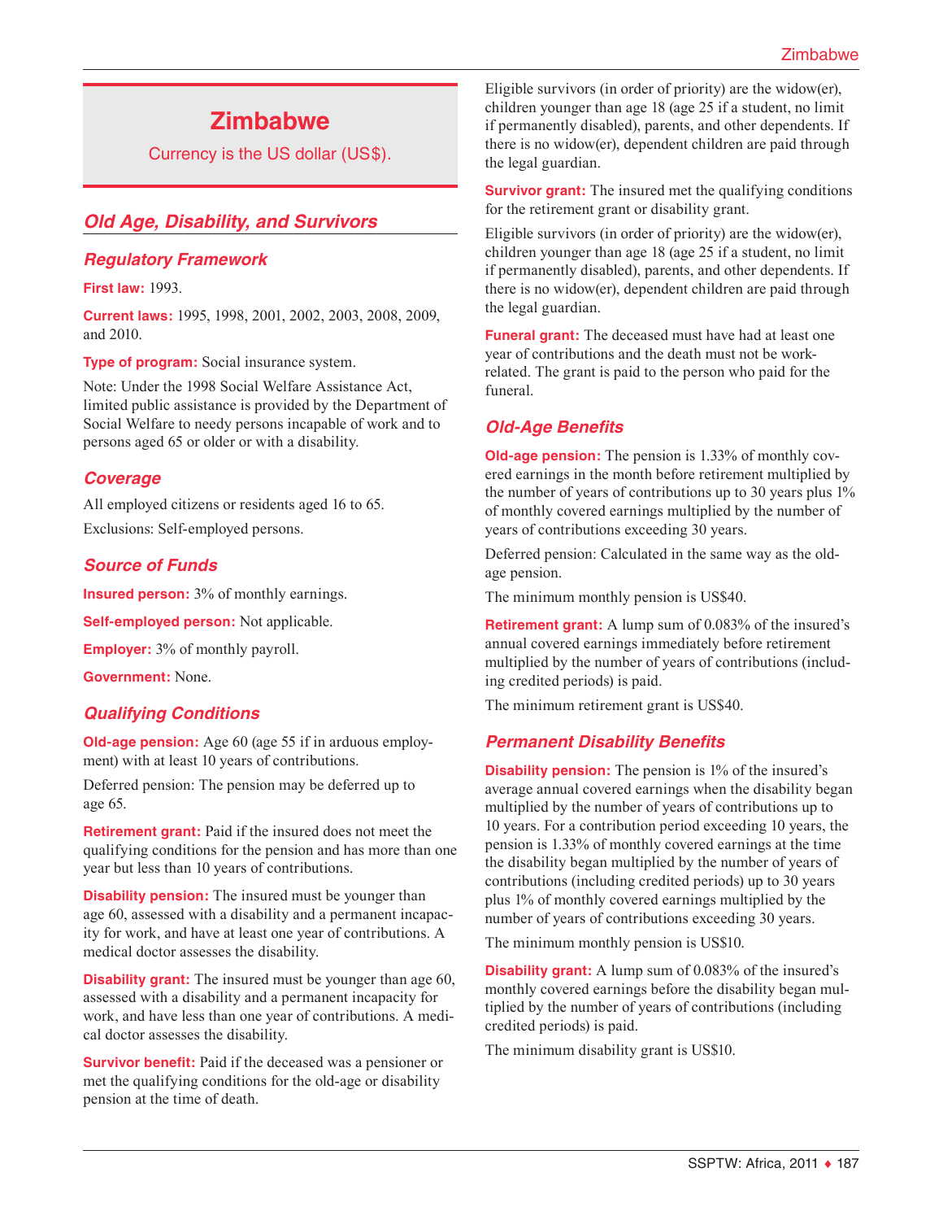# Zimbabwe

Currency is the US dollar (US$).

## Old Age, Disability, and Survivors

### Regulatory Framework

**First law:** 1993.

**Current laws:** 1995, 1998, 2001, 2002, 2003, 2008, 2009, and 2010.

**Type of program:** Social insurance system.

Note: Under the 1998 Social Welfare Assistance Act, limited public assistance is provided by the Department of Social Welfare to needy persons incapable of work and to persons aged 65 or older or with a disability.

### Coverage

All employed citizens or residents aged 16 to 65.

Exclusions: Self-employed persons.

### Source of Funds

**Insured person:** 3% of monthly earnings.

**Self-employed person:** Not applicable.

**Employer:** 3% of monthly payroll.

**Government:** None.

### Qualifying Conditions

**Old-age pension:** Age 60 (age 55 if in arduous employment) with at least 10 years of contributions.

Deferred pension: The pension may be deferred up to age 65.

**Retirement grant:** Paid if the insured does not meet the qualifying conditions for the pension and has more than one year but less than 10 years of contributions.

**Disability pension:** The insured must be younger than age 60, assessed with a disability and a permanent incapacity for work, and have at least one year of contributions. A medical doctor assesses the disability.

**Disability grant:** The insured must be younger than age 60, assessed with a disability and a permanent incapacity for work, and have less than one year of contributions. A medical doctor assesses the disability.

**Survivor benefit:** Paid if the deceased was a pensioner or met the qualifying conditions for the old-age or disability pension at the time of death.

Eligible survivors (in order of priority) are the widow(er), children younger than age 18 (age 25 if a student, no limit if permanently disabled), parents, and other dependents. If there is no widow(er), dependent children are paid through the legal guardian.

**Survivor grant:** The insured met the qualifying conditions for the retirement grant or disability grant.

Eligible survivors (in order of priority) are the widow(er), children younger than age 18 (age 25 if a student, no limit if permanently disabled), parents, and other dependents. If there is no widow(er), dependent children are paid through the legal guardian.

**Funeral grant:** The deceased must have had at least one year of contributions and the death must not be work-related. The grant is paid to the person who paid for the funeral.

### Old-Age Benefits

**Old-age pension:** The pension is 1.33% of monthly covered earnings in the month before retirement multiplied by the number of years of contributions up to 30 years plus 1% of monthly covered earnings multiplied by the number of years of contributions exceeding 30 years.

Deferred pension: Calculated in the same way as the old-age pension.

The minimum monthly pension is US$40.

**Retirement grant:** A lump sum of 0.083% of the insured's annual covered earnings immediately before retirement multiplied by the number of years of contributions (including credited periods) is paid.

The minimum retirement grant is US$40.

### Permanent Disability Benefits

**Disability pension:** The pension is 1% of the insured's average annual covered earnings when the disability began multiplied by the number of years of contributions up to 10 years. For a contribution period exceeding 10 years, the pension is 1.33% of monthly covered earnings at the time the disability began multiplied by the number of years of contributions (including credited periods) up to 30 years plus 1% of monthly covered earnings multiplied by the number of years of contributions exceeding 30 years.

The minimum monthly pension is US$10.

**Disability grant:** A lump sum of 0.083% of the insured's monthly covered earnings before the disability began multiplied by the number of years of contributions (including credited periods) is paid.

The minimum disability grant is US$10.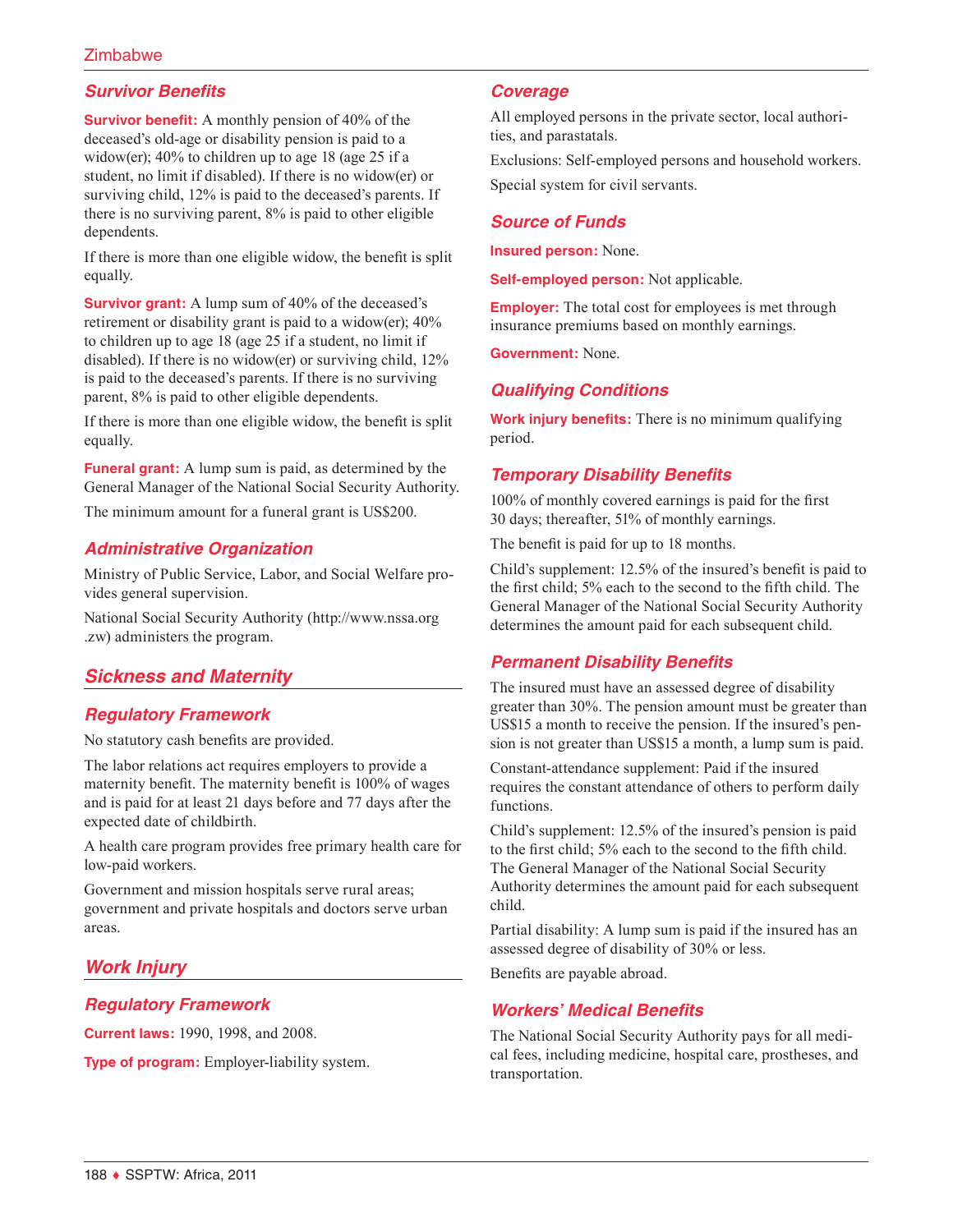### Survivor Benefits

**Survivor benefit:** A monthly pension of 40% of the deceased's old-age or disability pension is paid to a widow(er); 40% to children up to age 18 (age 25 if a student, no limit if disabled). If there is no widow(er) or surviving child, 12% is paid to the deceased's parents. If there is no surviving parent, 8% is paid to other eligible dependents.

If there is more than one eligible widow, the benefit is split equally.

**Survivor grant:** A lump sum of 40% of the deceased's retirement or disability grant is paid to a widow(er); 40% to children up to age 18 (age 25 if a student, no limit if disabled). If there is no widow(er) or surviving child, 12% is paid to the deceased's parents. If there is no surviving parent, 8% is paid to other eligible dependents.

If there is more than one eligible widow, the benefit is split equally.

**Funeral grant:** A lump sum is paid, as determined by the General Manager of the National Social Security Authority.

The minimum amount for a funeral grant is US$200.

### Administrative Organization

Ministry of Public Service, Labor, and Social Welfare provides general supervision.

National Social Security Authority (http://www.nssa.org.zw) administers the program.

## Sickness and Maternity

### Regulatory Framework

No statutory cash benefits are provided.

The labor relations act requires employers to provide a maternity benefit. The maternity benefit is 100% of wages and is paid for at least 21 days before and 77 days after the expected date of childbirth.

A health care program provides free primary health care for low-paid workers.

Government and mission hospitals serve rural areas; government and private hospitals and doctors serve urban areas.

## Work Injury

### Regulatory Framework

**Current laws:** 1990, 1998, and 2008.

**Type of program:** Employer-liability system.

### Coverage

All employed persons in the private sector, local authorities, and parastatals.

Exclusions: Self-employed persons and household workers.

Special system for civil servants.

### Source of Funds

**Insured person:** None.

**Self-employed person:** Not applicable.

**Employer:** The total cost for employees is met through insurance premiums based on monthly earnings.

**Government:** None.

### Qualifying Conditions

**Work injury benefits:** There is no minimum qualifying period.

### Temporary Disability Benefits

100% of monthly covered earnings is paid for the first 30 days; thereafter, 51% of monthly earnings.

The benefit is paid for up to 18 months.

Child's supplement: 12.5% of the insured's benefit is paid to the first child; 5% each to the second to the fifth child. The General Manager of the National Social Security Authority determines the amount paid for each subsequent child.

### Permanent Disability Benefits

The insured must have an assessed degree of disability greater than 30%. The pension amount must be greater than US$15 a month to receive the pension. If the insured's pension is not greater than US$15 a month, a lump sum is paid.

Constant-attendance supplement: Paid if the insured requires the constant attendance of others to perform daily functions.

Child's supplement: 12.5% of the insured's pension is paid to the first child; 5% each to the second to the fifth child. The General Manager of the National Social Security Authority determines the amount paid for each subsequent child.

Partial disability: A lump sum is paid if the insured has an assessed degree of disability of 30% or less.

Benefits are payable abroad.

### Workers' Medical Benefits

The National Social Security Authority pays for all medical fees, including medicine, hospital care, prostheses, and transportation.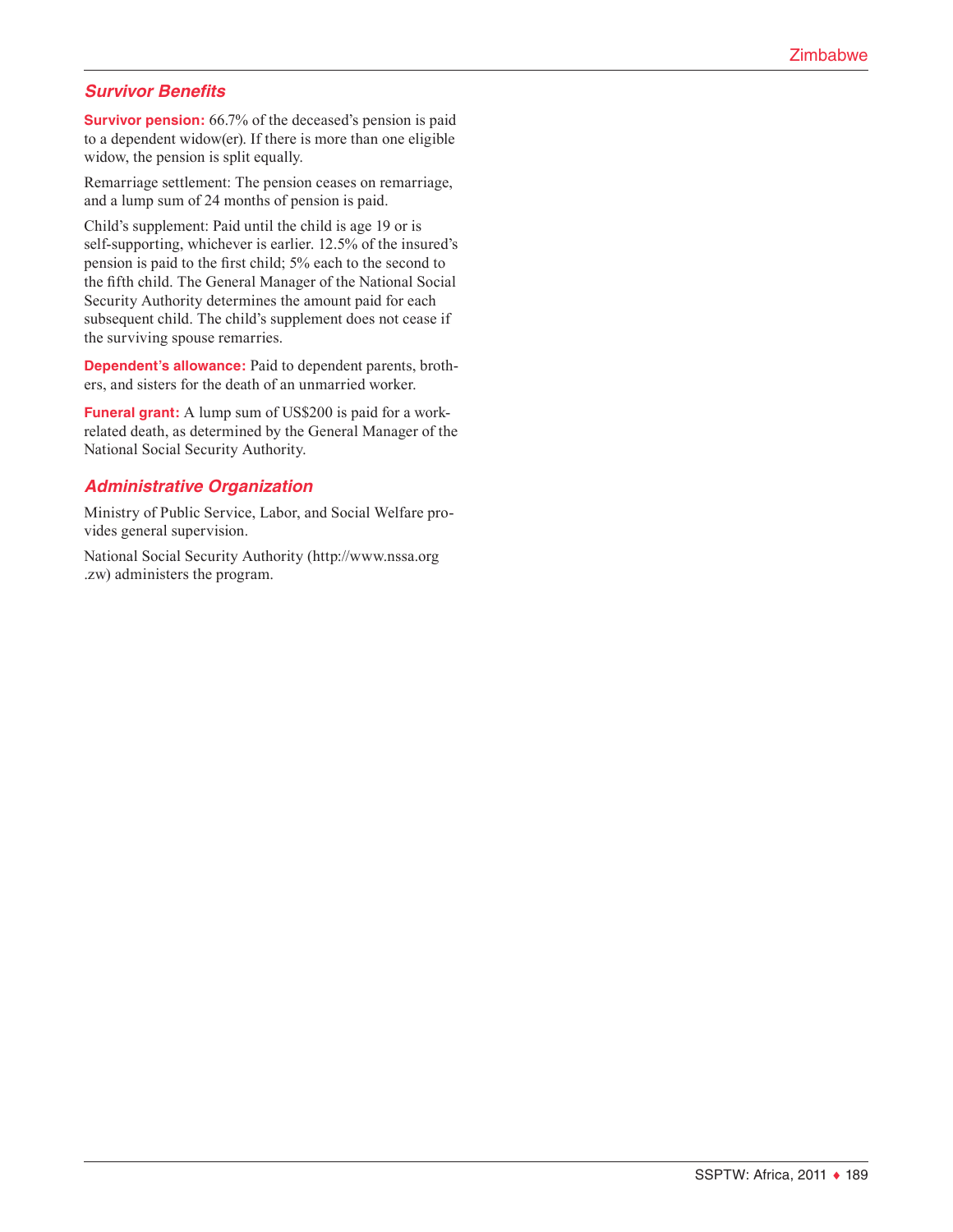### Survivor Benefits

**Survivor pension:** 66.7% of the deceased's pension is paid to a dependent widow(er). If there is more than one eligible widow, the pension is split equally.

Remarriage settlement: The pension ceases on remarriage, and a lump sum of 24 months of pension is paid.

Child's supplement: Paid until the child is age 19 or is self-supporting, whichever is earlier. 12.5% of the insured's pension is paid to the first child; 5% each to the second to the fifth child. The General Manager of the National Social Security Authority determines the amount paid for each subsequent child. The child's supplement does not cease if the surviving spouse remarries.

**Dependent's allowance:** Paid to dependent parents, brothers, and sisters for the death of an unmarried worker.

**Funeral grant:** A lump sum of US$200 is paid for a work-related death, as determined by the General Manager of the National Social Security Authority.

### Administrative Organization

Ministry of Public Service, Labor, and Social Welfare provides general supervision.

National Social Security Authority (http://www.nssa.org.zw) administers the program.